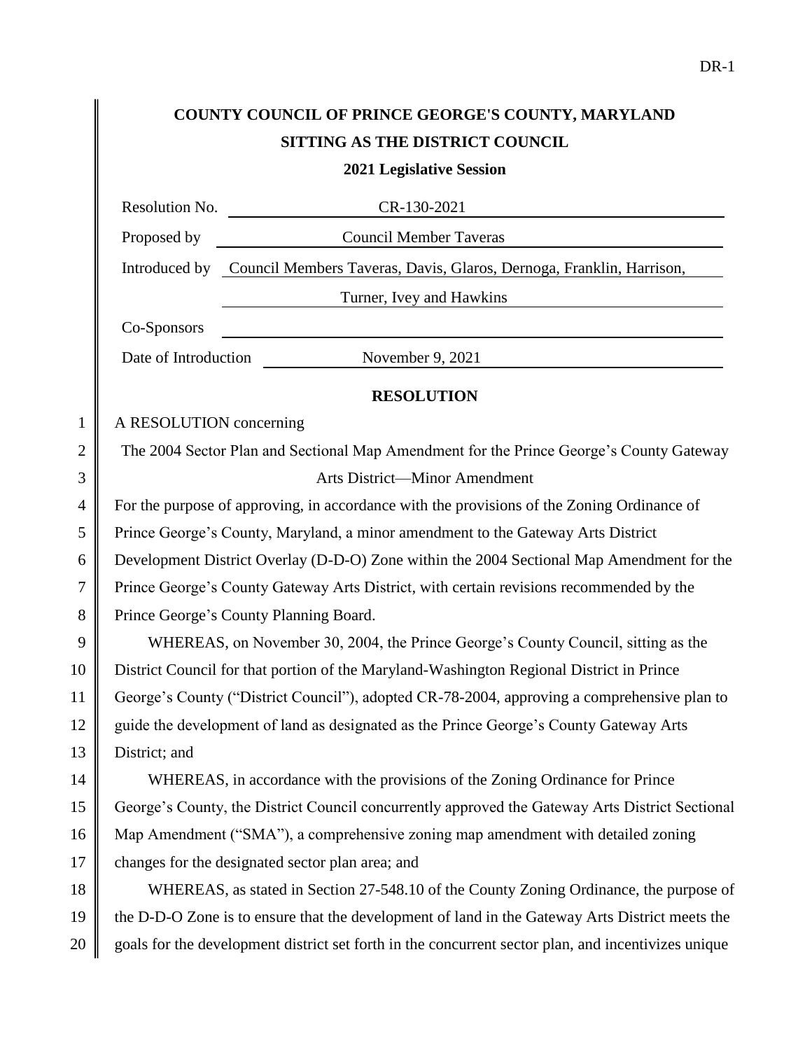# COUNTY COUNCIL OF PRINCE GEORGE'S COUNTY, MARYLAND
## SITTING AS THE DISTRICT COUNCIL
### 2021 Legislative Session

| | |
|---|---|
| Resolution No. | CR-130-2021 |
| Proposed by | Council Member Taveras |
| Introduced by | Council Members Taveras, Davis, Glaros, Dernoga, Franklin, Harrison, Turner, Ivey and Hawkins |
| Co-Sponsors | |
| Date of Introduction | November 9, 2021 |

## RESOLUTION

A RESOLUTION concerning

The 2004 Sector Plan and Sectional Map Amendment for the Prince George's County Gateway Arts District—Minor Amendment

For the purpose of approving, in accordance with the provisions of the Zoning Ordinance of Prince George's County, Maryland, a minor amendment to the Gateway Arts District Development District Overlay (D-D-O) Zone within the 2004 Sectional Map Amendment for the Prince George's County Gateway Arts District, with certain revisions recommended by the Prince George's County Planning Board.

WHEREAS, on November 30, 2004, the Prince George's County Council, sitting as the District Council for that portion of the Maryland-Washington Regional District in Prince George's County ("District Council"), adopted CR-78-2004, approving a comprehensive plan to guide the development of land as designated as the Prince George's County Gateway Arts District; and

WHEREAS, in accordance with the provisions of the Zoning Ordinance for Prince George's County, the District Council concurrently approved the Gateway Arts District Sectional Map Amendment ("SMA"), a comprehensive zoning map amendment with detailed zoning changes for the designated sector plan area; and

WHEREAS, as stated in Section 27-548.10 of the County Zoning Ordinance, the purpose of the D-D-O Zone is to ensure that the development of land in the Gateway Arts District meets the goals for the development district set forth in the concurrent sector plan, and incentivizes unique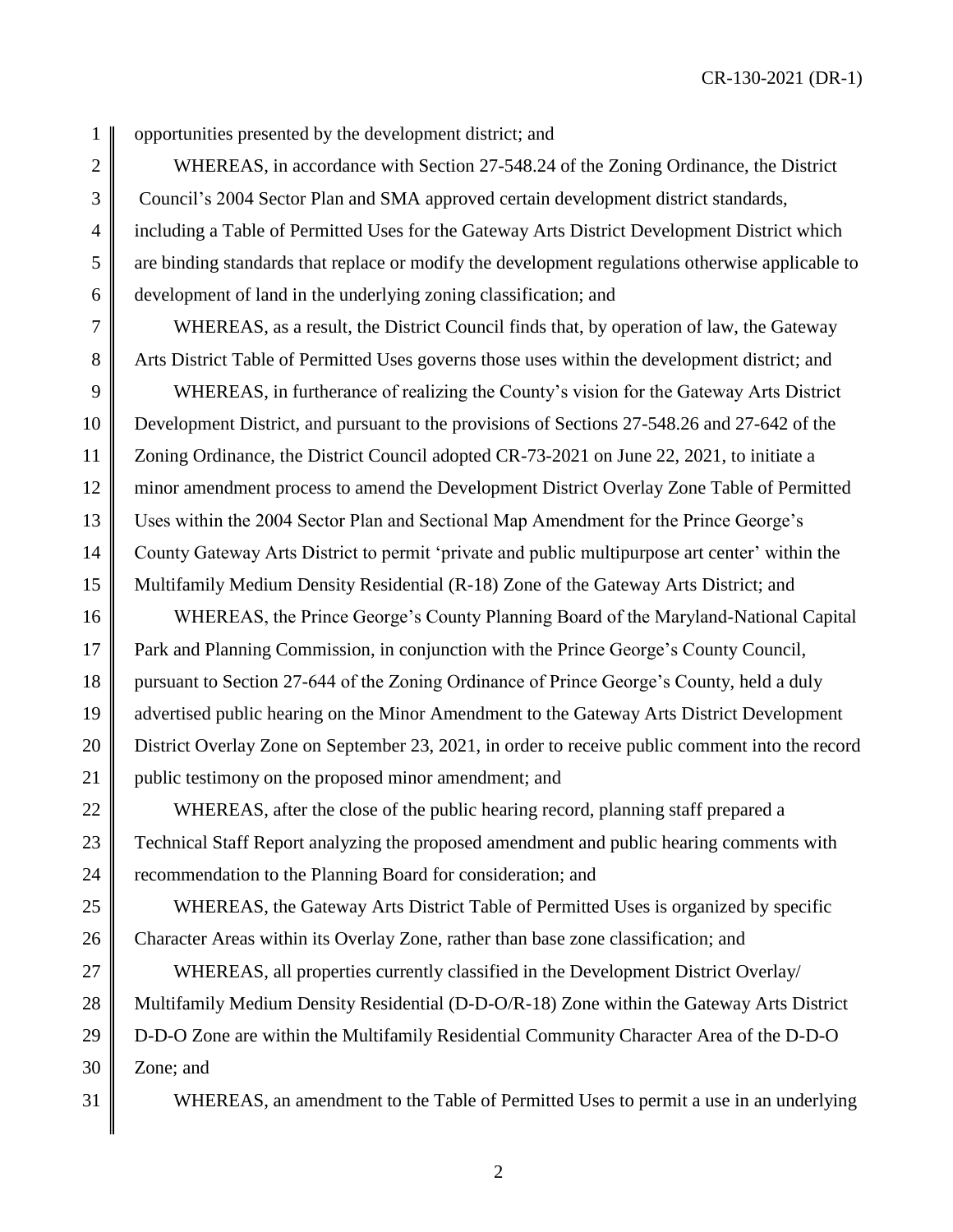opportunities presented by the development district; and

WHEREAS, in accordance with Section 27-548.24 of the Zoning Ordinance, the District Council's 2004 Sector Plan and SMA approved certain development district standards, including a Table of Permitted Uses for the Gateway Arts District Development District which are binding standards that replace or modify the development regulations otherwise applicable to development of land in the underlying zoning classification; and

WHEREAS, as a result, the District Council finds that, by operation of law, the Gateway Arts District Table of Permitted Uses governs those uses within the development district; and

WHEREAS, in furtherance of realizing the County's vision for the Gateway Arts District Development District, and pursuant to the provisions of Sections 27-548.26 and 27-642 of the Zoning Ordinance, the District Council adopted CR-73-2021 on June 22, 2021, to initiate a minor amendment process to amend the Development District Overlay Zone Table of Permitted Uses within the 2004 Sector Plan and Sectional Map Amendment for the Prince George's County Gateway Arts District to permit 'private and public multipurpose art center' within the Multifamily Medium Density Residential (R-18) Zone of the Gateway Arts District; and

WHEREAS, the Prince George's County Planning Board of the Maryland-National Capital Park and Planning Commission, in conjunction with the Prince George's County Council, pursuant to Section 27-644 of the Zoning Ordinance of Prince George's County, held a duly advertised public hearing on the Minor Amendment to the Gateway Arts District Development District Overlay Zone on September 23, 2021, in order to receive public comment into the record public testimony on the proposed minor amendment; and

WHEREAS, after the close of the public hearing record, planning staff prepared a Technical Staff Report analyzing the proposed amendment and public hearing comments with recommendation to the Planning Board for consideration; and

WHEREAS, the Gateway Arts District Table of Permitted Uses is organized by specific Character Areas within its Overlay Zone, rather than base zone classification; and

WHEREAS, all properties currently classified in the Development District Overlay/ Multifamily Medium Density Residential (D-D-O/R-18) Zone within the Gateway Arts District D-D-O Zone are within the Multifamily Residential Community Character Area of the D-D-O Zone; and

WHEREAS, an amendment to the Table of Permitted Uses to permit a use in an underlying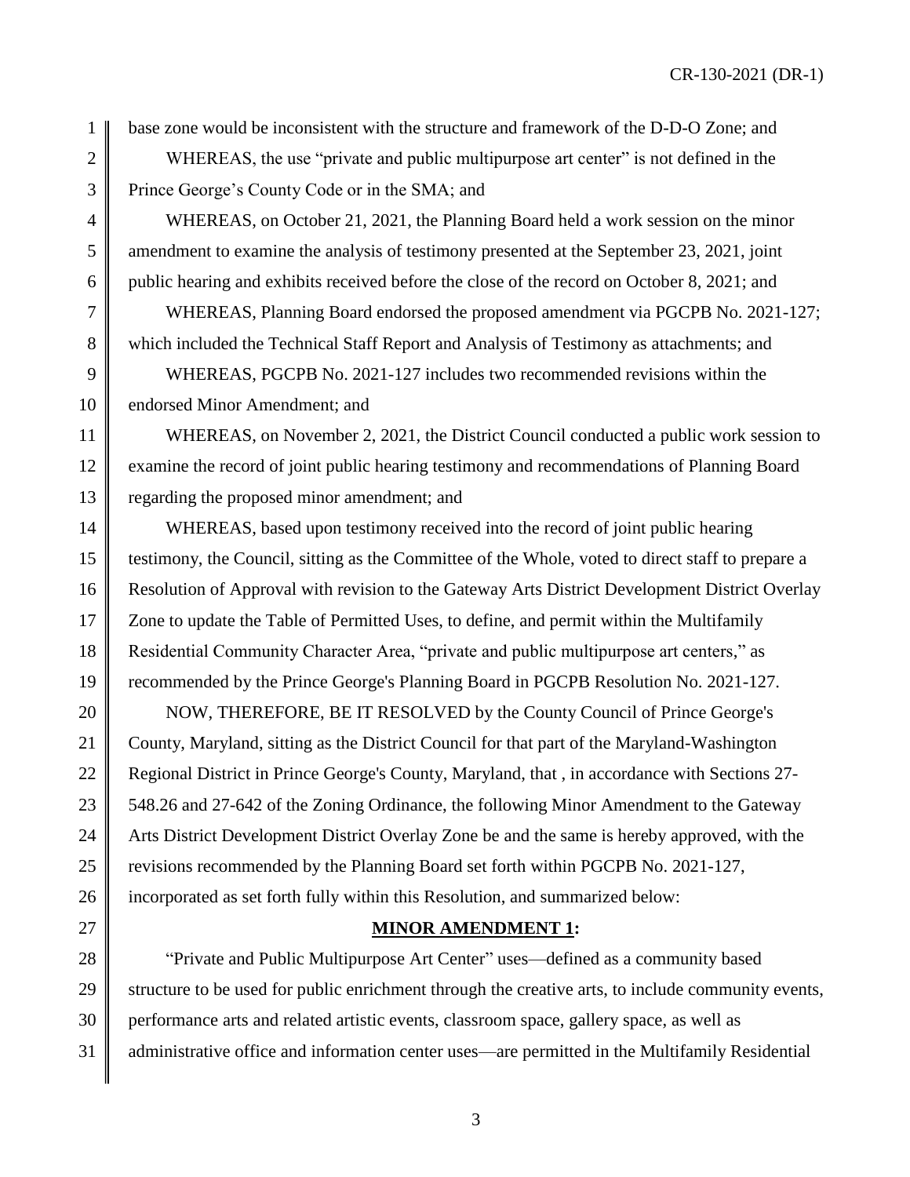base zone would be inconsistent with the structure and framework of the D-D-O Zone; and

WHEREAS, the use "private and public multipurpose art center" is not defined in the Prince George's County Code or in the SMA; and

WHEREAS, on October 21, 2021, the Planning Board held a work session on the minor amendment to examine the analysis of testimony presented at the September 23, 2021, joint public hearing and exhibits received before the close of the record on October 8, 2021; and

WHEREAS, Planning Board endorsed the proposed amendment via PGCPB No. 2021-127; which included the Technical Staff Report and Analysis of Testimony as attachments; and

WHEREAS, PGCPB No. 2021-127 includes two recommended revisions within the endorsed Minor Amendment; and

WHEREAS, on November 2, 2021, the District Council conducted a public work session to examine the record of joint public hearing testimony and recommendations of Planning Board regarding the proposed minor amendment; and

WHEREAS, based upon testimony received into the record of joint public hearing testimony, the Council, sitting as the Committee of the Whole, voted to direct staff to prepare a Resolution of Approval with revision to the Gateway Arts District Development District Overlay Zone to update the Table of Permitted Uses, to define, and permit within the Multifamily Residential Community Character Area, "private and public multipurpose art centers," as recommended by the Prince George's Planning Board in PGCPB Resolution No. 2021-127.

NOW, THEREFORE, BE IT RESOLVED by the County Council of Prince George's County, Maryland, sitting as the District Council for that part of the Maryland-Washington Regional District in Prince George's County, Maryland, that , in accordance with Sections 27-548.26 and 27-642 of the Zoning Ordinance, the following Minor Amendment to the Gateway Arts District Development District Overlay Zone be and the same is hereby approved, with the revisions recommended by the Planning Board set forth within PGCPB No. 2021-127, incorporated as set forth fully within this Resolution, and summarized below:

**MINOR AMENDMENT 1:**

"Private and Public Multipurpose Art Center" uses—defined as a community based structure to be used for public enrichment through the creative arts, to include community events, performance arts and related artistic events, classroom space, gallery space, as well as administrative office and information center uses—are permitted in the Multifamily Residential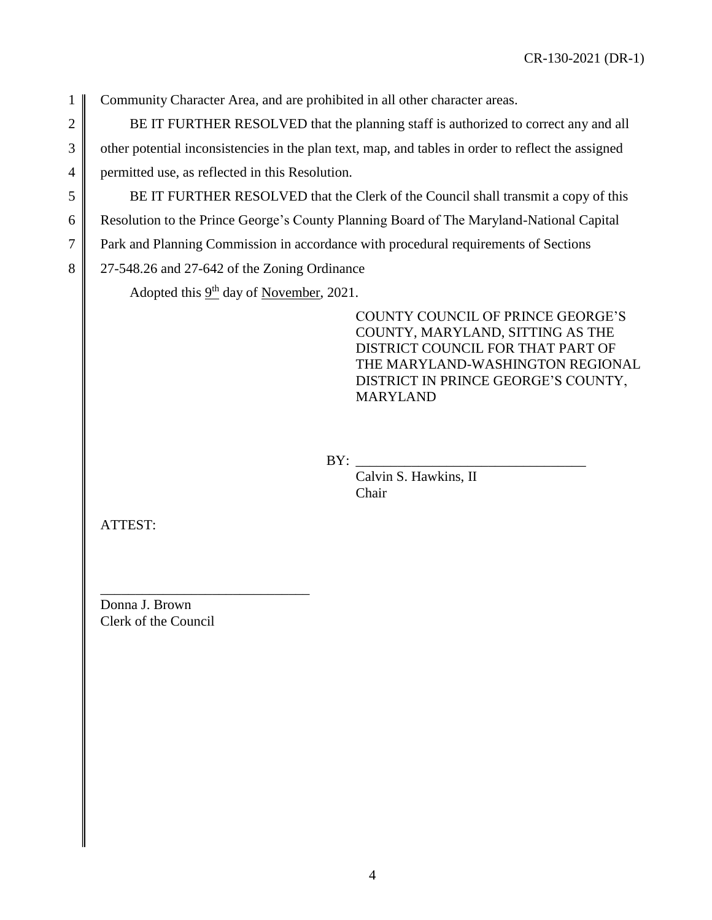Community Character Area, and are prohibited in all other character areas.

BE IT FURTHER RESOLVED that the planning staff is authorized to correct any and all other potential inconsistencies in the plan text, map, and tables in order to reflect the assigned permitted use, as reflected in this Resolution.

BE IT FURTHER RESOLVED that the Clerk of the Council shall transmit a copy of this Resolution to the Prince George's County Planning Board of The Maryland-National Capital Park and Planning Commission in accordance with procedural requirements of Sections 27-548.26 and 27-642 of the Zoning Ordinance

Adopted this 9th day of November, 2021.

COUNTY COUNCIL OF PRINCE GEORGE'S COUNTY, MARYLAND, SITTING AS THE DISTRICT COUNCIL FOR THAT PART OF THE MARYLAND-WASHINGTON REGIONAL DISTRICT IN PRINCE GEORGE'S COUNTY, MARYLAND

BY: ________________________________

Calvin S. Hawkins, II
Chair

ATTEST:

______________________________

Donna J. Brown
Clerk of the Council